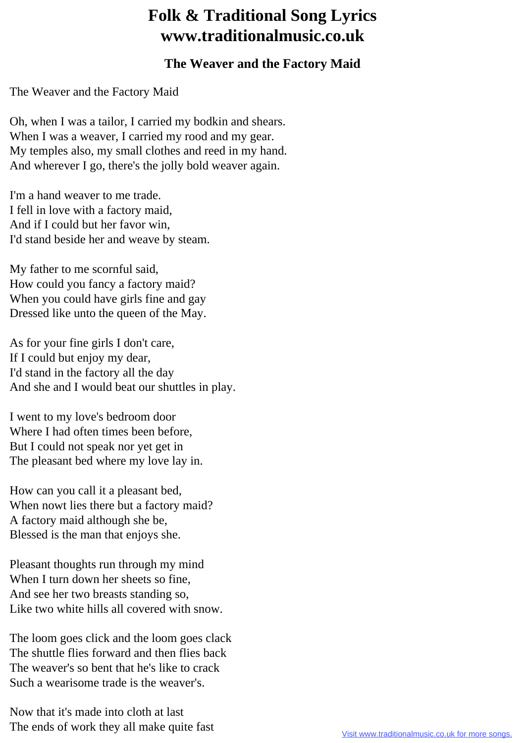# Folk & Traditional Song Lyrics
# www.traditionalmusic.co.uk

### The Weaver and the Factory Maid

The Weaver and the Factory Maid

Oh, when I was a tailor, I carried my bodkin and shears.  
When I was a weaver, I carried my rood and my gear.  
My temples also, my small clothes and reed in my hand.  
And wherever I go, there's the jolly bold weaver again.

I'm a hand weaver to me trade.  
I fell in love with a factory maid,  
And if I could but her favor win,  
I'd stand beside her and weave by steam.

My father to me scornful said,  
How could you fancy a factory maid?  
When you could have girls fine and gay  
Dressed like unto the queen of the May.

As for your fine girls I don't care,  
If I could but enjoy my dear,  
I'd stand in the factory all the day  
And she and I would beat our shuttles in play.

I went to my love's bedroom door  
Where I had often times been before,  
But I could not speak nor yet get in  
The pleasant bed where my love lay in.

How can you call it a pleasant bed,  
When nowt lies there but a factory maid?  
A factory maid although she be,  
Blessed is the man that enjoys she.

Pleasant thoughts run through my mind  
When I turn down her sheets so fine,  
And see her two breasts standing so,  
Like two white hills all covered with snow.

The loom goes click and the loom goes clack  
The shuttle flies forward and then flies back  
The weaver's so bent that he's like to crack  
Such a wearisome trade is the weaver's.

Now that it's made into cloth at last  
The ends of work they all make quite fast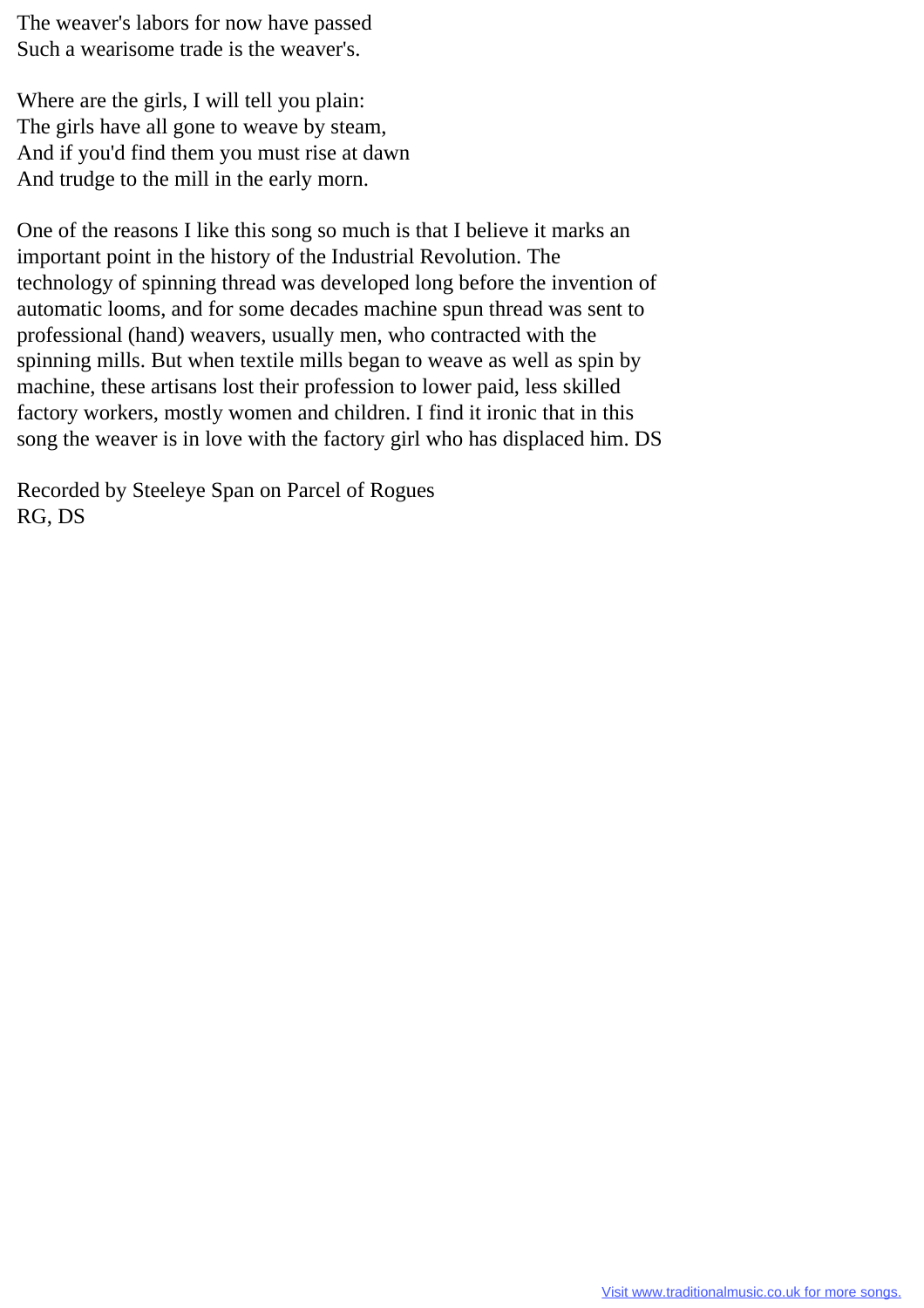The weaver's labors for now have passed
Such a wearisome trade is the weaver's.

Where are the girls, I will tell you plain:
The girls have all gone to weave by steam,
And if you'd find them you must rise at dawn
And trudge to the mill in the early morn.

One of the reasons I like this song so much is that I believe it marks an important point in the history of the Industrial Revolution. The technology of spinning thread was developed long before the invention of automatic looms, and for some decades machine spun thread was sent to professional (hand) weavers, usually men, who contracted with the spinning mills. But when textile mills began to weave as well as spin by machine, these artisans lost their profession to lower paid, less skilled factory workers, mostly women and children. I find it ironic that in this song the weaver is in love with the factory girl who has displaced him. DS

Recorded by Steeleye Span on Parcel of Rogues
RG, DS